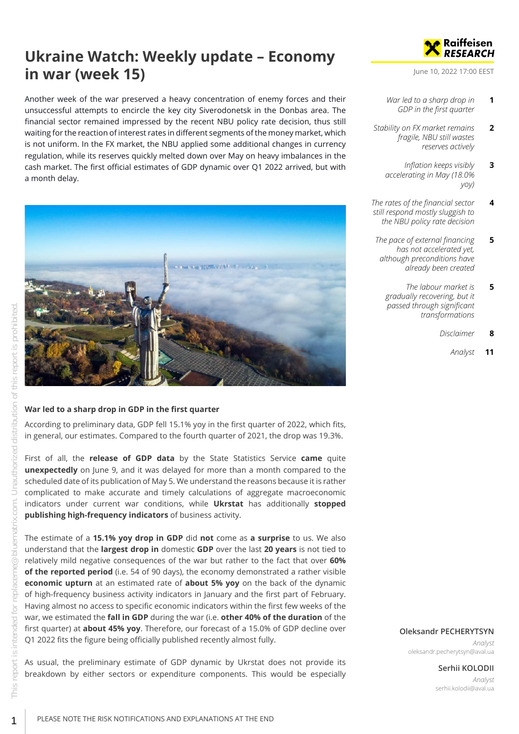# Ukraine Watch: Weekly update – Economy in war (week 15)

June 10, 2022 17:00 EEST

Another week of the war preserved a heavy concentration of enemy forces and their unsuccessful attempts to encircle the key city Siverodonetsk in the Donbas area. The financial sector remained impressed by the recent NBU policy rate decision, thus still waiting for the reaction of interest rates in different segments of the money market, which is not uniform. In the FX market, the NBU applied some additional changes in currency regulation, while its reserves quickly melted down over May on heavy imbalances in the cash market. The first official estimates of GDP dynamic over Q1 2022 arrived, but with a month delay.

| | |
|---|---|
| *War led to a sharp drop in GDP in the first quarter* | **1** |
| *Stability on FX market remains fragile, NBU still wastes reserves actively* | **2** |
| *Inflation keeps visibly accelerating in May (18.0% yoy)* | **3** |
| *The rates of the financial sector still respond mostly sluggish to the NBU policy rate decision* | **4** |
| *The pace of external financing has not accelerated yet, although preconditions have already been created* | **5** |
| *The labour market is gradually recovering, but it passed through significant transformations* | **5** |
| *Disclaimer* | **8** |
| *Analyst* | **11** |

## War led to a sharp drop in GDP in the first quarter

According to preliminary data, GDP fell 15.1% yoy in the first quarter of 2022, which fits, in general, our estimates. Compared to the fourth quarter of 2021, the drop was 19.3%.

First of all, the **release of GDP data** by the State Statistics Service **came** quite **unexpectedly** on June 9, and it was delayed for more than a month compared to the scheduled date of its publication of May 5. We understand the reasons because it is rather complicated to make accurate and timely calculations of aggregate macroeconomic indicators under current war conditions, while **Ukrstat** has additionally **stopped publishing high-frequency indicators** of business activity.

The estimate of a **15.1% yoy drop in GDP** did **not** come as **a surprise** to us. We also understand that the **largest drop in** domestic **GDP** over the last **20 years** is not tied to relatively mild negative consequences of the war but rather to the fact that over **60% of the reported period** (i.e. 54 of 90 days), the economy demonstrated a rather visible **economic upturn** at an estimated rate of **about 5% yoy** on the back of the dynamic of high-frequency business activity indicators in January and the first part of February. Having almost no access to specific economic indicators within the first few weeks of the war, we estimated the **fall in GDP** during the war (i.e. **other 40% of the duration** of the first quarter) at **about 45% yoy**. Therefore, our forecast of a 15.0% of GDP decline over Q1 2022 fits the figure being officially published recently almost fully.

As usual, the preliminary estimate of GDP dynamic by Ukrstat does not provide its breakdown by either sectors or expenditure components. This would be especially

**Oleksandr PECHERYTSYN**
*Analyst*
oleksandr.pecherytsyn@aval.ua

**Serhii KOLODII**
*Analyst*
serhii.kolodii@aval.ua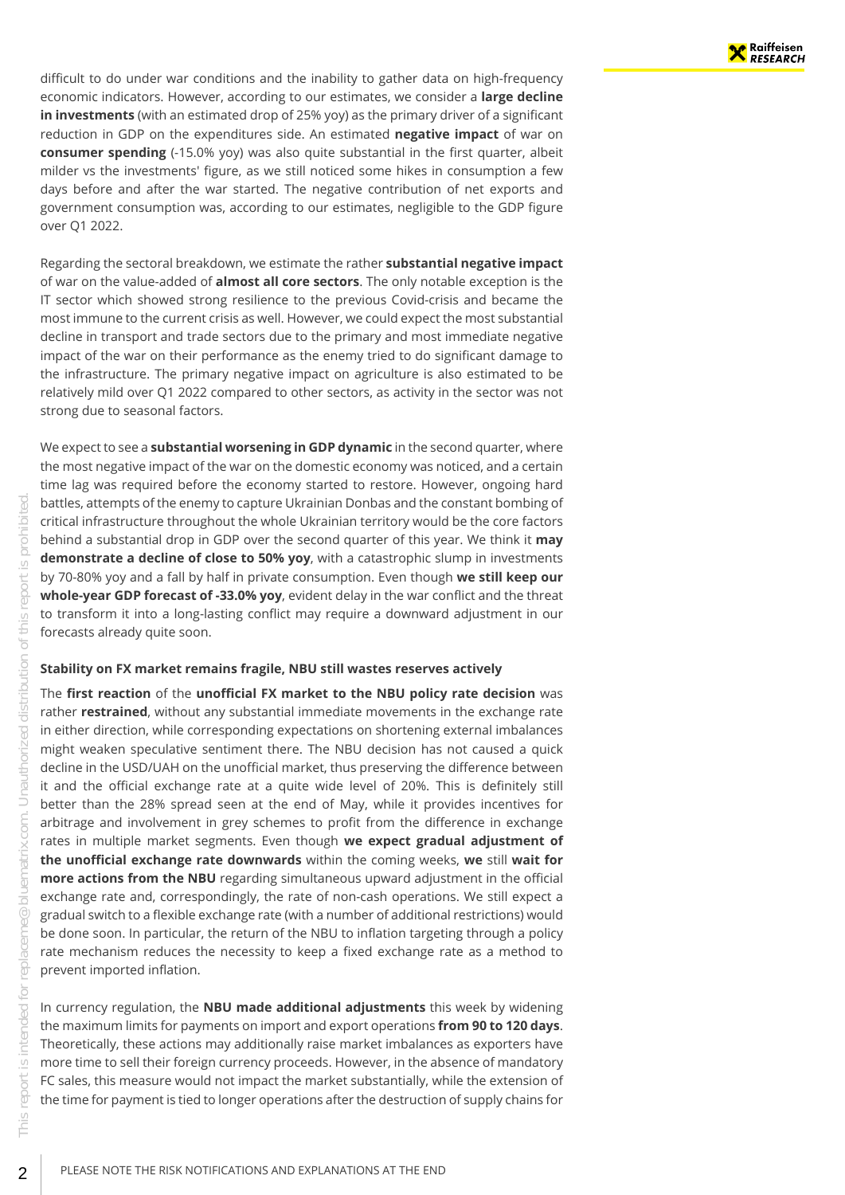difficult to do under war conditions and the inability to gather data on high-frequency economic indicators. However, according to our estimates, we consider a **large decline in investments** (with an estimated drop of 25% yoy) as the primary driver of a significant reduction in GDP on the expenditures side. An estimated **negative impact** of war on **consumer spending** (-15.0% yoy) was also quite substantial in the first quarter, albeit milder vs the investments' figure, as we still noticed some hikes in consumption a few days before and after the war started. The negative contribution of net exports and government consumption was, according to our estimates, negligible to the GDP figure over Q1 2022.

Regarding the sectoral breakdown, we estimate the rather **substantial negative impact** of war on the value-added of **almost all core sectors**. The only notable exception is the IT sector which showed strong resilience to the previous Covid-crisis and became the most immune to the current crisis as well. However, we could expect the most substantial decline in transport and trade sectors due to the primary and most immediate negative impact of the war on their performance as the enemy tried to do significant damage to the infrastructure. The primary negative impact on agriculture is also estimated to be relatively mild over Q1 2022 compared to other sectors, as activity in the sector was not strong due to seasonal factors.

We expect to see a **substantial worsening in GDP dynamic** in the second quarter, where the most negative impact of the war on the domestic economy was noticed, and a certain time lag was required before the economy started to restore. However, ongoing hard battles, attempts of the enemy to capture Ukrainian Donbas and the constant bombing of critical infrastructure throughout the whole Ukrainian territory would be the core factors behind a substantial drop in GDP over the second quarter of this year. We think it **may demonstrate a decline of close to 50% yoy**, with a catastrophic slump in investments by 70-80% yoy and a fall by half in private consumption. Even though **we still keep our whole-year GDP forecast of -33.0% yoy**, evident delay in the war conflict and the threat to transform it into a long-lasting conflict may require a downward adjustment in our forecasts already quite soon.

**Stability on FX market remains fragile, NBU still wastes reserves actively**

The **first reaction** of the **unofficial FX market to the NBU policy rate decision** was rather **restrained**, without any substantial immediate movements in the exchange rate in either direction, while corresponding expectations on shortening external imbalances might weaken speculative sentiment there. The NBU decision has not caused a quick decline in the USD/UAH on the unofficial market, thus preserving the difference between it and the official exchange rate at a quite wide level of 20%. This is definitely still better than the 28% spread seen at the end of May, while it provides incentives for arbitrage and involvement in grey schemes to profit from the difference in exchange rates in multiple market segments. Even though **we expect gradual adjustment of the unofficial exchange rate downwards** within the coming weeks, **we** still **wait for more actions from the NBU** regarding simultaneous upward adjustment in the official exchange rate and, correspondingly, the rate of non-cash operations. We still expect a gradual switch to a flexible exchange rate (with a number of additional restrictions) would be done soon. In particular, the return of the NBU to inflation targeting through a policy rate mechanism reduces the necessity to keep a fixed exchange rate as a method to prevent imported inflation.

In currency regulation, the **NBU made additional adjustments** this week by widening the maximum limits for payments on import and export operations **from 90 to 120 days**. Theoretically, these actions may additionally raise market imbalances as exporters have more time to sell their foreign currency proceeds. However, in the absence of mandatory FC sales, this measure would not impact the market substantially, while the extension of the time for payment is tied to longer operations after the destruction of supply chains for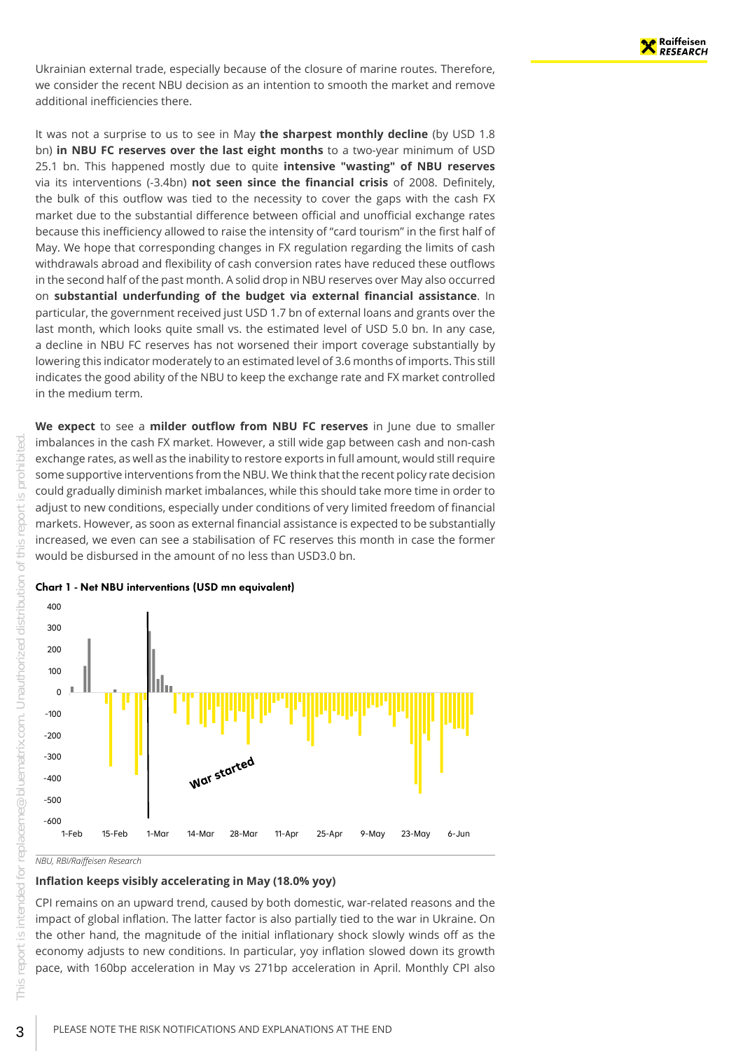Ukrainian external trade, especially because of the closure of marine routes. Therefore, we consider the recent NBU decision as an intention to smooth the market and remove additional inefficiencies there.

It was not a surprise to us to see in May **the sharpest monthly decline** (by USD 1.8 bn) **in NBU FC reserves over the last eight months** to a two-year minimum of USD 25.1 bn. This happened mostly due to quite **intensive "wasting" of NBU reserves** via its interventions (-3.4bn) **not seen since the financial crisis** of 2008. Definitely, the bulk of this outflow was tied to the necessity to cover the gaps with the cash FX market due to the substantial difference between official and unofficial exchange rates because this inefficiency allowed to raise the intensity of "card tourism" in the first half of May. We hope that corresponding changes in FX regulation regarding the limits of cash withdrawals abroad and flexibility of cash conversion rates have reduced these outflows in the second half of the past month. A solid drop in NBU reserves over May also occurred on **substantial underfunding of the budget via external financial assistance**. In particular, the government received just USD 1.7 bn of external loans and grants over the last month, which looks quite small vs. the estimated level of USD 5.0 bn. In any case, a decline in NBU FC reserves has not worsened their import coverage substantially by lowering this indicator moderately to an estimated level of 3.6 months of imports. This still indicates the good ability of the NBU to keep the exchange rate and FX market controlled in the medium term.

**We expect** to see a **milder outflow from NBU FC reserves** in June due to smaller imbalances in the cash FX market. However, a still wide gap between cash and non-cash exchange rates, as well as the inability to restore exports in full amount, would still require some supportive interventions from the NBU. We think that the recent policy rate decision could gradually diminish market imbalances, while this should take more time in order to adjust to new conditions, especially under conditions of very limited freedom of financial markets. However, as soon as external financial assistance is expected to be substantially increased, we even can see a stabilisation of FC reserves this month in case the former would be disbursed in the amount of no less than USD3.0 bn.

**Chart 1 - Net NBU interventions (USD mn equivalent)**

*NBU, RBI/Raiffeisen Research*

### Inflation keeps visibly accelerating in May (18.0% yoy)

CPI remains on an upward trend, caused by both domestic, war-related reasons and the impact of global inflation. The latter factor is also partially tied to the war in Ukraine. On the other hand, the magnitude of the initial inflationary shock slowly winds off as the economy adjusts to new conditions. In particular, yoy inflation slowed down its growth pace, with 160bp acceleration in May vs 271bp acceleration in April. Monthly CPI also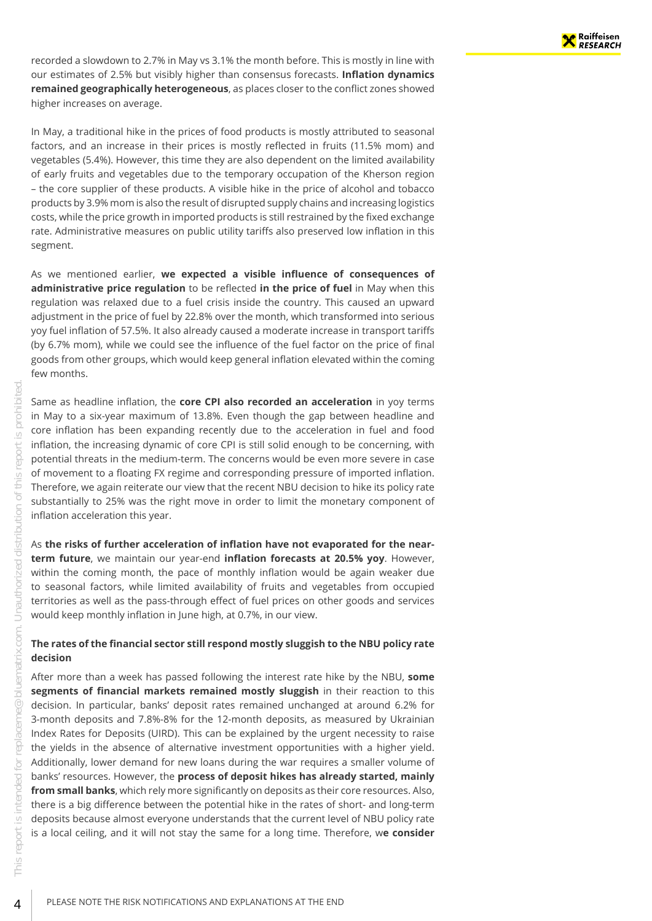recorded a slowdown to 2.7% in May vs 3.1% the month before. This is mostly in line with our estimates of 2.5% but visibly higher than consensus forecasts. **Inflation dynamics remained geographically heterogeneous**, as places closer to the conflict zones showed higher increases on average.

In May, a traditional hike in the prices of food products is mostly attributed to seasonal factors, and an increase in their prices is mostly reflected in fruits (11.5% mom) and vegetables (5.4%). However, this time they are also dependent on the limited availability of early fruits and vegetables due to the temporary occupation of the Kherson region – the core supplier of these products. A visible hike in the price of alcohol and tobacco products by 3.9% mom is also the result of disrupted supply chains and increasing logistics costs, while the price growth in imported products is still restrained by the fixed exchange rate. Administrative measures on public utility tariffs also preserved low inflation in this segment.

As we mentioned earlier, **we expected a visible influence of consequences of administrative price regulation** to be reflected **in the price of fuel** in May when this regulation was relaxed due to a fuel crisis inside the country. This caused an upward adjustment in the price of fuel by 22.8% over the month, which transformed into serious yoy fuel inflation of 57.5%. It also already caused a moderate increase in transport tariffs (by 6.7% mom), while we could see the influence of the fuel factor on the price of final goods from other groups, which would keep general inflation elevated within the coming few months.

Same as headline inflation, the **core CPI also recorded an acceleration** in yoy terms in May to a six-year maximum of 13.8%. Even though the gap between headline and core inflation has been expanding recently due to the acceleration in fuel and food inflation, the increasing dynamic of core CPI is still solid enough to be concerning, with potential threats in the medium-term. The concerns would be even more severe in case of movement to a floating FX regime and corresponding pressure of imported inflation. Therefore, we again reiterate our view that the recent NBU decision to hike its policy rate substantially to 25% was the right move in order to limit the monetary component of inflation acceleration this year.

As **the risks of further acceleration of inflation have not evaporated for the near-term future**, we maintain our year-end **inflation forecasts at 20.5% yoy**. However, within the coming month, the pace of monthly inflation would be again weaker due to seasonal factors, while limited availability of fruits and vegetables from occupied territories as well as the pass-through effect of fuel prices on other goods and services would keep monthly inflation in June high, at 0.7%, in our view.

**The rates of the financial sector still respond mostly sluggish to the NBU policy rate decision**

After more than a week has passed following the interest rate hike by the NBU, **some segments of financial markets remained mostly sluggish** in their reaction to this decision. In particular, banks' deposit rates remained unchanged at around 6.2% for 3-month deposits and 7.8%-8% for the 12-month deposits, as measured by Ukrainian Index Rates for Deposits (UIRD). This can be explained by the urgent necessity to raise the yields in the absence of alternative investment opportunities with a higher yield. Additionally, lower demand for new loans during the war requires a smaller volume of banks' resources. However, the **process of deposit hikes has already started, mainly from small banks**, which rely more significantly on deposits as their core resources. Also, there is a big difference between the potential hike in the rates of short- and long-term deposits because almost everyone understands that the current level of NBU policy rate is a local ceiling, and it will not stay the same for a long time. Therefore, w**e consider**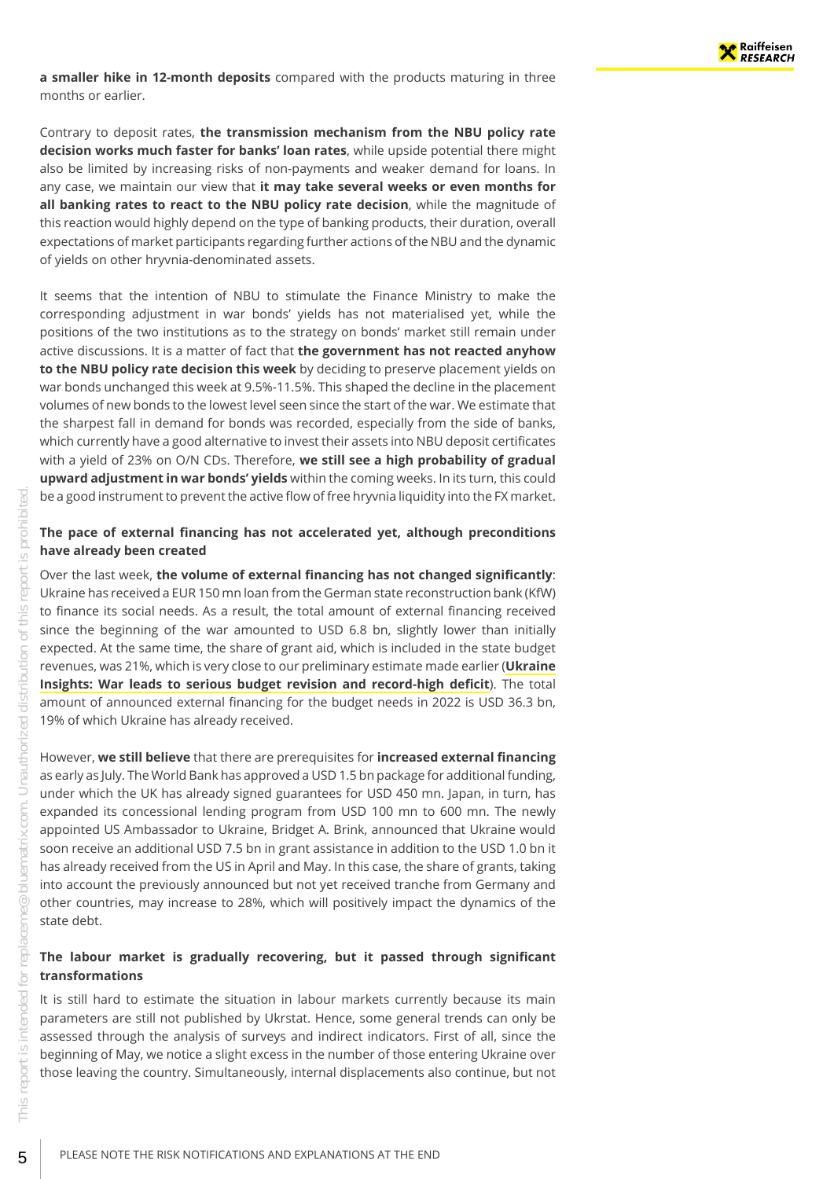**a smaller hike in 12-month deposits** compared with the products maturing in three months or earlier.

Contrary to deposit rates, **the transmission mechanism from the NBU policy rate decision works much faster for banks' loan rates**, while upside potential there might also be limited by increasing risks of non-payments and weaker demand for loans. In any case, we maintain our view that **it may take several weeks or even months for all banking rates to react to the NBU policy rate decision**, while the magnitude of this reaction would highly depend on the type of banking products, their duration, overall expectations of market participants regarding further actions of the NBU and the dynamic of yields on other hryvnia-denominated assets.

It seems that the intention of NBU to stimulate the Finance Ministry to make the corresponding adjustment in war bonds' yields has not materialised yet, while the positions of the two institutions as to the strategy on bonds' market still remain under active discussions. It is a matter of fact that **the government has not reacted anyhow to the NBU policy rate decision this week** by deciding to preserve placement yields on war bonds unchanged this week at 9.5%-11.5%. This shaped the decline in the placement volumes of new bonds to the lowest level seen since the start of the war. We estimate that the sharpest fall in demand for bonds was recorded, especially from the side of banks, which currently have a good alternative to invest their assets into NBU deposit certificates with a yield of 23% on O/N CDs. Therefore, **we still see a high probability of gradual upward adjustment in war bonds' yields** within the coming weeks. In its turn, this could be a good instrument to prevent the active flow of free hryvnia liquidity into the FX market.

### The pace of external financing has not accelerated yet, although preconditions have already been created

Over the last week, **the volume of external financing has not changed significantly**: Ukraine has received a EUR 150 mn loan from the German state reconstruction bank (KfW) to finance its social needs. As a result, the total amount of external financing received since the beginning of the war amounted to USD 6.8 bn, slightly lower than initially expected. At the same time, the share of grant aid, which is included in the state budget revenues, was 21%, which is very close to our preliminary estimate made earlier (**Ukraine Insights: War leads to serious budget revision and record-high deficit**). The total amount of announced external financing for the budget needs in 2022 is USD 36.3 bn, 19% of which Ukraine has already received.

However, **we still believe** that there are prerequisites for **increased external financing** as early as July. The World Bank has approved a USD 1.5 bn package for additional funding, under which the UK has already signed guarantees for USD 450 mn. Japan, in turn, has expanded its concessional lending program from USD 100 mn to 600 mn. The newly appointed US Ambassador to Ukraine, Bridget A. Brink, announced that Ukraine would soon receive an additional USD 7.5 bn in grant assistance in addition to the USD 1.0 bn it has already received from the US in April and May. In this case, the share of grants, taking into account the previously announced but not yet received tranche from Germany and other countries, may increase to 28%, which will positively impact the dynamics of the state debt.

### The labour market is gradually recovering, but it passed through significant transformations

It is still hard to estimate the situation in labour markets currently because its main parameters are still not published by Ukrstat. Hence, some general trends can only be assessed through the analysis of surveys and indirect indicators. First of all, since the beginning of May, we notice a slight excess in the number of those entering Ukraine over those leaving the country. Simultaneously, internal displacements also continue, but not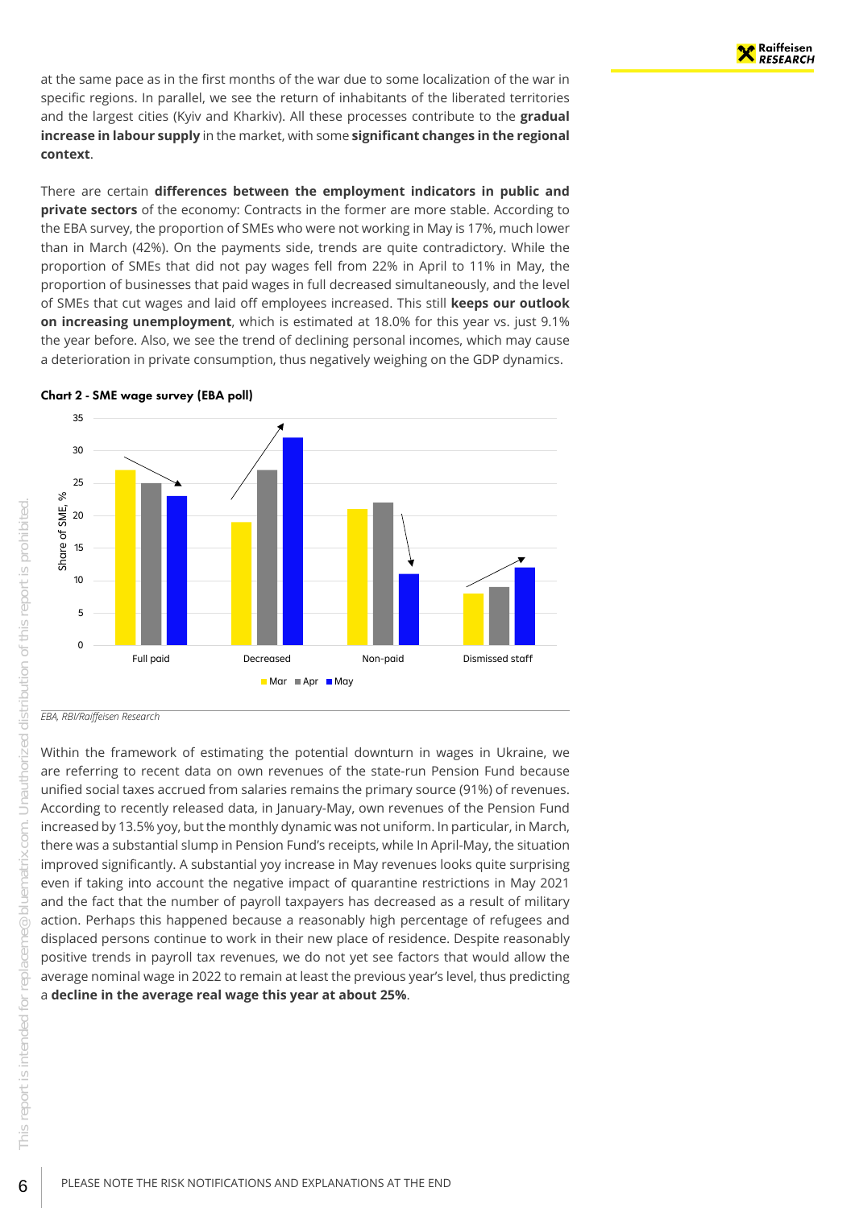at the same pace as in the first months of the war due to some localization of the war in specific regions. In parallel, we see the return of inhabitants of the liberated territories and the largest cities (Kyiv and Kharkiv). All these processes contribute to the **gradual increase in labour supply** in the market, with some **significant changes in the regional context**.

There are certain **differences between the employment indicators in public and private sectors** of the economy: Contracts in the former are more stable. According to the EBA survey, the proportion of SMEs who were not working in May is 17%, much lower than in March (42%). On the payments side, trends are quite contradictory. While the proportion of SMEs that did not pay wages fell from 22% in April to 11% in May, the proportion of businesses that paid wages in full decreased simultaneously, and the level of SMEs that cut wages and laid off employees increased. This still **keeps our outlook on increasing unemployment**, which is estimated at 18.0% for this year vs. just 9.1% the year before. Also, we see the trend of declining personal incomes, which may cause a deterioration in private consumption, thus negatively weighing on the GDP dynamics.

**Chart 2 - SME wage survey (EBA poll)**

| Share of SME, % | Mar | Apr | May |
|---|---|---|---|
| Full paid | 27 | 25 | 23 |
| Decreased | 19 | 27 | 32 |
| Non-paid | 21 | 22 | 11 |
| Dismissed staff | 8 | 9 | 12 |

*EBA, RBI/Raiffeisen Research*

Within the framework of estimating the potential downturn in wages in Ukraine, we are referring to recent data on own revenues of the state-run Pension Fund because unified social taxes accrued from salaries remains the primary source (91%) of revenues. According to recently released data, in January-May, own revenues of the Pension Fund increased by 13.5% yoy, but the monthly dynamic was not uniform. In particular, in March, there was a substantial slump in Pension Fund's receipts, while In April-May, the situation improved significantly. A substantial yoy increase in May revenues looks quite surprising even if taking into account the negative impact of quarantine restrictions in May 2021 and the fact that the number of payroll taxpayers has decreased as a result of military action. Perhaps this happened because a reasonably high percentage of refugees and displaced persons continue to work in their new place of residence. Despite reasonably positive trends in payroll tax revenues, we do not yet see factors that would allow the average nominal wage in 2022 to remain at least the previous year's level, thus predicting a **decline in the average real wage this year at about 25%**.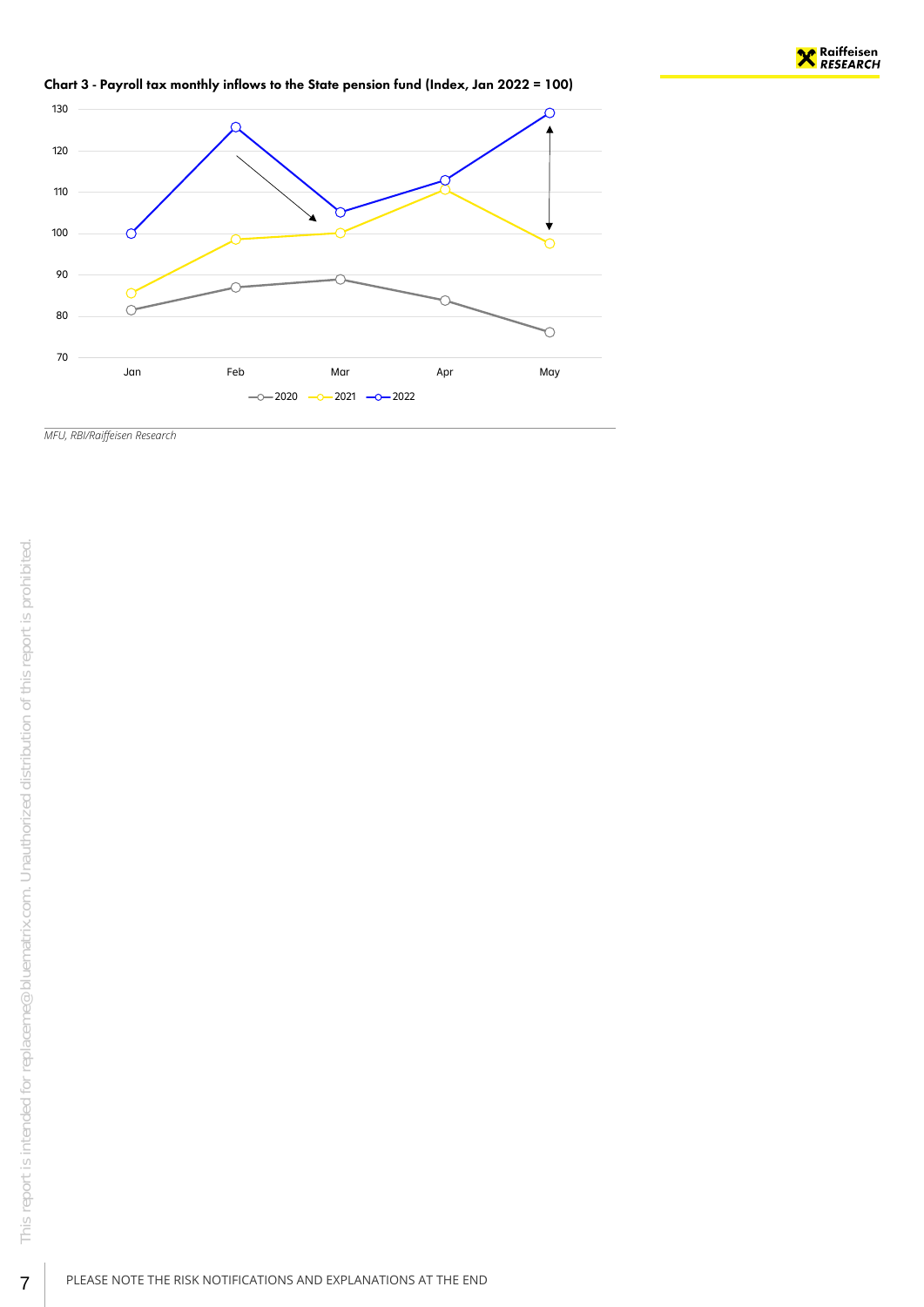**Chart 3 - Payroll tax monthly inflows to the State pension fund (Index, Jan 2022 = 100)**

*MFU, RBI/Raiffeisen Research*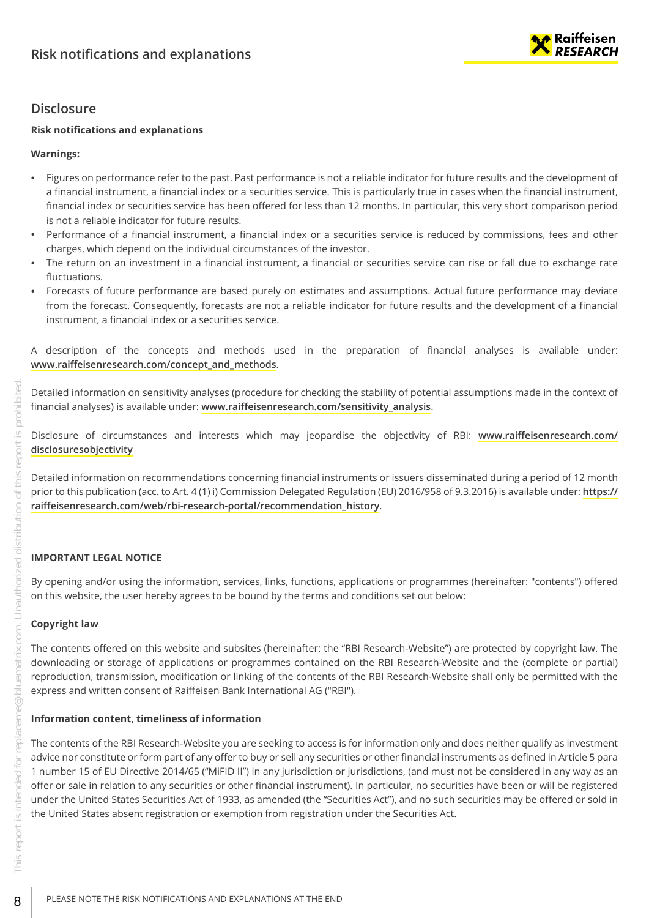## Disclosure

**Risk notifications and explanations**

**Warnings:**

- Figures on performance refer to the past. Past performance is not a reliable indicator for future results and the development of a financial instrument, a financial index or a securities service. This is particularly true in cases when the financial instrument, financial index or securities service has been offered for less than 12 months. In particular, this very short comparison period is not a reliable indicator for future results.
- Performance of a financial instrument, a financial index or a securities service is reduced by commissions, fees and other charges, which depend on the individual circumstances of the investor.
- The return on an investment in a financial instrument, a financial or securities service can rise or fall due to exchange rate fluctuations.
- Forecasts of future performance are based purely on estimates and assumptions. Actual future performance may deviate from the forecast. Consequently, forecasts are not a reliable indicator for future results and the development of a financial instrument, a financial index or a securities service.

A description of the concepts and methods used in the preparation of financial analyses is available under: **www.raiffeisenresearch.com/concept_and_methods**.

Detailed information on sensitivity analyses (procedure for checking the stability of potential assumptions made in the context of financial analyses) is available under: **www.raiffeisenresearch.com/sensitivity_analysis**.

Disclosure of circumstances and interests which may jeopardise the objectivity of RBI: **www.raiffeisenresearch.com/disclosuresobjectivity**

Detailed information on recommendations concerning financial instruments or issuers disseminated during a period of 12 month prior to this publication (acc. to Art. 4 (1) i) Commission Delegated Regulation (EU) 2016/958 of 9.3.2016) is available under: **https://raiffeisenresearch.com/web/rbi-research-portal/recommendation_history**.

**IMPORTANT LEGAL NOTICE**

By opening and/or using the information, services, links, functions, applications or programmes (hereinafter: "contents") offered on this website, the user hereby agrees to be bound by the terms and conditions set out below:

**Copyright law**

The contents offered on this website and subsites (hereinafter: the "RBI Research-Website") are protected by copyright law. The downloading or storage of applications or programmes contained on the RBI Research-Website and the (complete or partial) reproduction, transmission, modification or linking of the contents of the RBI Research-Website shall only be permitted with the express and written consent of Raiffeisen Bank International AG ("RBI").

**Information content, timeliness of information**

The contents of the RBI Research-Website you are seeking to access is for information only and does neither qualify as investment advice nor constitute or form part of any offer to buy or sell any securities or other financial instruments as defined in Article 5 para 1 number 15 of EU Directive 2014/65 ("MiFID II") in any jurisdiction or jurisdictions, (and must not be considered in any way as an offer or sale in relation to any securities or other financial instrument). In particular, no securities have been or will be registered under the United States Securities Act of 1933, as amended (the "Securities Act"), and no such securities may be offered or sold in the United States absent registration or exemption from registration under the Securities Act.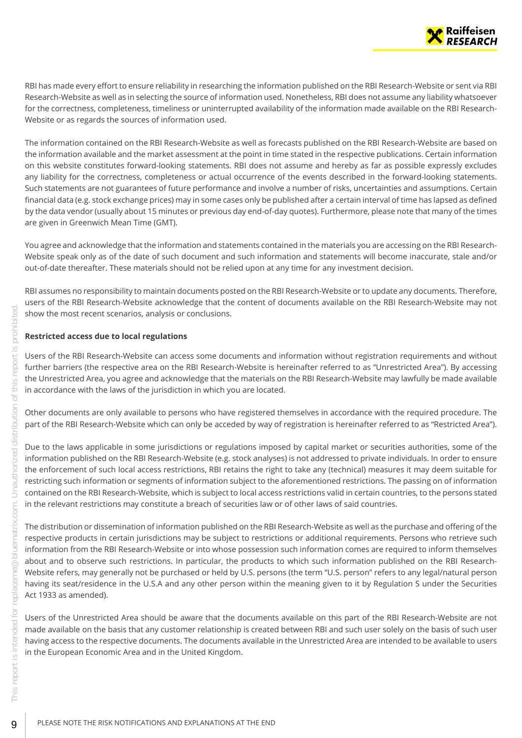RBI has made every effort to ensure reliability in researching the information published on the RBI Research-Website or sent via RBI Research-Website as well as in selecting the source of information used. Nonetheless, RBI does not assume any liability whatsoever for the correctness, completeness, timeliness or uninterrupted availability of the information made available on the RBI Research-Website or as regards the sources of information used.

The information contained on the RBI Research-Website as well as forecasts published on the RBI Research-Website are based on the information available and the market assessment at the point in time stated in the respective publications. Certain information on this website constitutes forward-looking statements. RBI does not assume and hereby as far as possible expressly excludes any liability for the correctness, completeness or actual occurrence of the events described in the forward-looking statements. Such statements are not guarantees of future performance and involve a number of risks, uncertainties and assumptions. Certain financial data (e.g. stock exchange prices) may in some cases only be published after a certain interval of time has lapsed as defined by the data vendor (usually about 15 minutes or previous day end-of-day quotes). Furthermore, please note that many of the times are given in Greenwich Mean Time (GMT).

You agree and acknowledge that the information and statements contained in the materials you are accessing on the RBI Research-Website speak only as of the date of such document and such information and statements will become inaccurate, stale and/or out-of-date thereafter. These materials should not be relied upon at any time for any investment decision.

RBI assumes no responsibility to maintain documents posted on the RBI Research-Website or to update any documents. Therefore, users of the RBI Research-Website acknowledge that the content of documents available on the RBI Research-Website may not show the most recent scenarios, analysis or conclusions.

**Restricted access due to local regulations**

Users of the RBI Research-Website can access some documents and information without registration requirements and without further barriers (the respective area on the RBI Research-Website is hereinafter referred to as "Unrestricted Area"). By accessing the Unrestricted Area, you agree and acknowledge that the materials on the RBI Research-Website may lawfully be made available in accordance with the laws of the jurisdiction in which you are located.

Other documents are only available to persons who have registered themselves in accordance with the required procedure. The part of the RBI Research-Website which can only be acceded by way of registration is hereinafter referred to as "Restricted Area").

Due to the laws applicable in some jurisdictions or regulations imposed by capital market or securities authorities, some of the information published on the RBI Research-Website (e.g. stock analyses) is not addressed to private individuals. In order to ensure the enforcement of such local access restrictions, RBI retains the right to take any (technical) measures it may deem suitable for restricting such information or segments of information subject to the aforementioned restrictions. The passing on of information contained on the RBI Research-Website, which is subject to local access restrictions valid in certain countries, to the persons stated in the relevant restrictions may constitute a breach of securities law or of other laws of said countries.

The distribution or dissemination of information published on the RBI Research-Website as well as the purchase and offering of the respective products in certain jurisdictions may be subject to restrictions or additional requirements. Persons who retrieve such information from the RBI Research-Website or into whose possession such information comes are required to inform themselves about and to observe such restrictions. In particular, the products to which such information published on the RBI Research-Website refers, may generally not be purchased or held by U.S. persons (the term "U.S. person" refers to any legal/natural person having its seat/residence in the U.S.A and any other person within the meaning given to it by Regulation S under the Securities Act 1933 as amended).

Users of the Unrestricted Area should be aware that the documents available on this part of the RBI Research-Website are not made available on the basis that any customer relationship is created between RBI and such user solely on the basis of such user having access to the respective documents. The documents available in the Unrestricted Area are intended to be available to users in the European Economic Area and in the United Kingdom.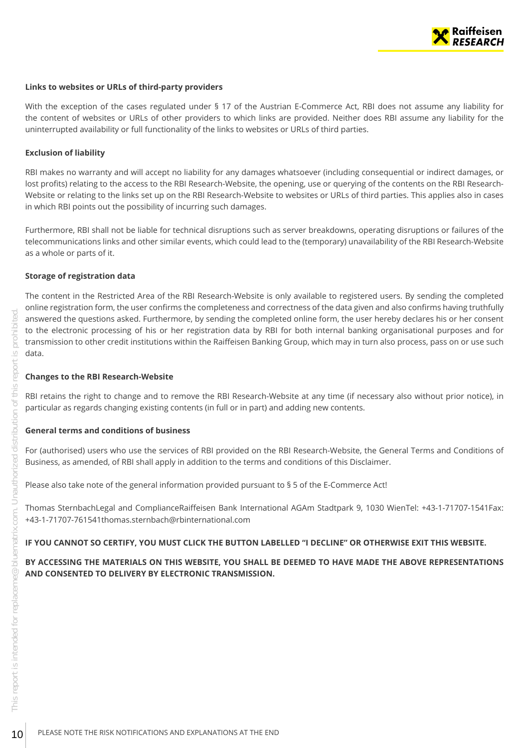**Links to websites or URLs of third-party providers**

With the exception of the cases regulated under § 17 of the Austrian E-Commerce Act, RBI does not assume any liability for the content of websites or URLs of other providers to which links are provided. Neither does RBI assume any liability for the uninterrupted availability or full functionality of the links to websites or URLs of third parties.

**Exclusion of liability**

RBI makes no warranty and will accept no liability for any damages whatsoever (including consequential or indirect damages, or lost profits) relating to the access to the RBI Research-Website, the opening, use or querying of the contents on the RBI Research-Website or relating to the links set up on the RBI Research-Website to websites or URLs of third parties. This applies also in cases in which RBI points out the possibility of incurring such damages.

Furthermore, RBI shall not be liable for technical disruptions such as server breakdowns, operating disruptions or failures of the telecommunications links and other similar events, which could lead to the (temporary) unavailability of the RBI Research-Website as a whole or parts of it.

**Storage of registration data**

The content in the Restricted Area of the RBI Research-Website is only available to registered users. By sending the completed online registration form, the user confirms the completeness and correctness of the data given and also confirms having truthfully answered the questions asked. Furthermore, by sending the completed online form, the user hereby declares his or her consent to the electronic processing of his or her registration data by RBI for both internal banking organisational purposes and for transmission to other credit institutions within the Raiffeisen Banking Group, which may in turn also process, pass on or use such data.

**Changes to the RBI Research-Website**

RBI retains the right to change and to remove the RBI Research-Website at any time (if necessary also without prior notice), in particular as regards changing existing contents (in full or in part) and adding new contents.

**General terms and conditions of business**

For (authorised) users who use the services of RBI provided on the RBI Research-Website, the General Terms and Conditions of Business, as amended, of RBI shall apply in addition to the terms and conditions of this Disclaimer.

Please also take note of the general information provided pursuant to § 5 of the E-Commerce Act!

Thomas SternbachLegal and ComplianceRaiffeisen Bank International AGAm Stadtpark 9, 1030 WienTel: +43-1-71707-1541Fax: +43-1-71707-761541thomas.sternbach@rbinternational.com

**IF YOU CANNOT SO CERTIFY, YOU MUST CLICK THE BUTTON LABELLED "I DECLINE" OR OTHERWISE EXIT THIS WEBSITE.**

**BY ACCESSING THE MATERIALS ON THIS WEBSITE, YOU SHALL BE DEEMED TO HAVE MADE THE ABOVE REPRESENTATIONS AND CONSENTED TO DELIVERY BY ELECTRONIC TRANSMISSION.**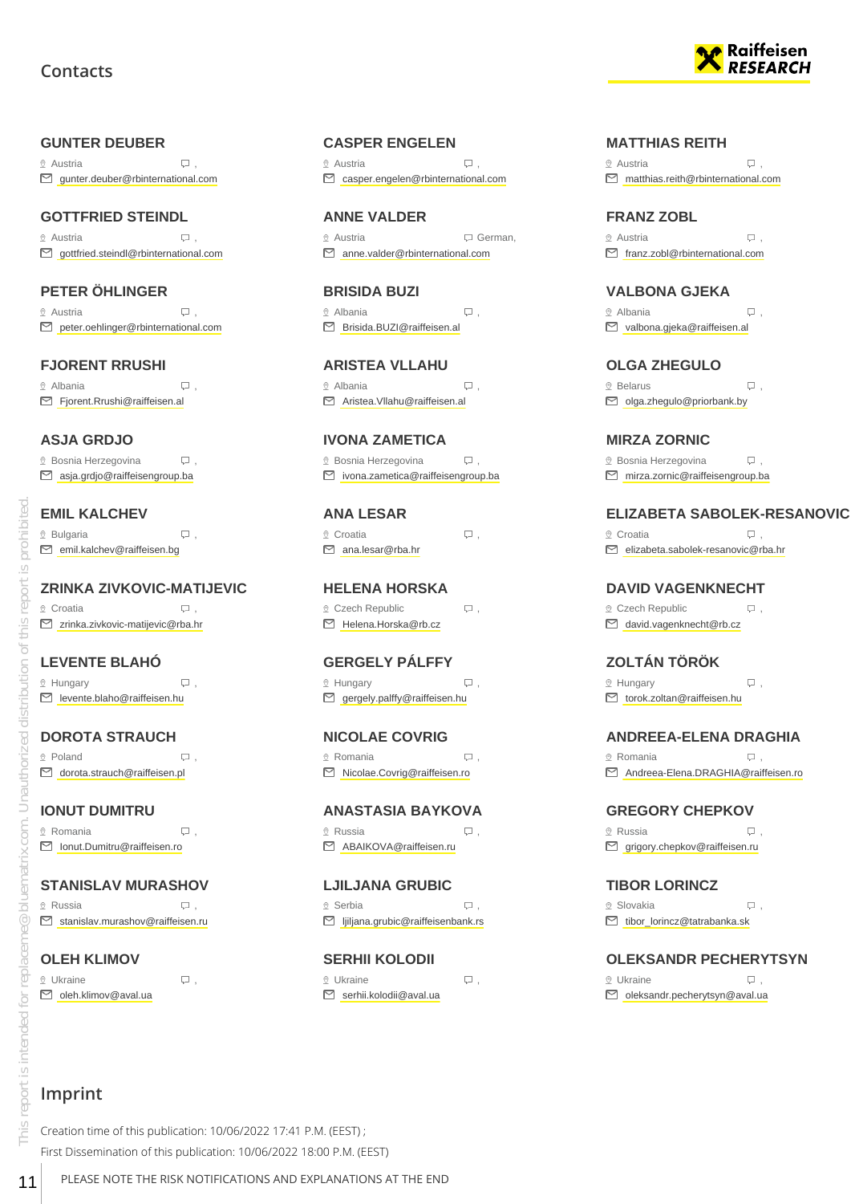## Contacts

### GUNTER DEUBER
Austria
gunter.deuber@rbinternational.com

### GOTTFRIED STEINDL
Austria
gottfried.steindl@rbinternational.com

### PETER ÖHLINGER
Austria
peter.oehlinger@rbinternational.com

### FJORENT RRUSHI
Albania
Fjorent.Rrushi@raiffeisen.al

### ASJA GRDJO
Bosnia Herzegovina
asja.grdjo@raiffeisengroup.ba

### EMIL KALCHEV
Bulgaria
emil.kalchev@raiffeisen.bg

### ZRINKA ZIVKOVIC-MATIJEVIC
Croatia
zrinka.zivkovic-matijevic@rba.hr

### LEVENTE BLAHÓ
Hungary
levente.blaho@raiffeisen.hu

### DOROTA STRAUCH
Poland
dorota.strauch@raiffeisen.pl

### IONUT DUMITRU
Romania
Ionut.Dumitru@raiffeisen.ro

### STANISLAV MURASHOV
Russia
stanislav.murashov@raiffeisen.ru

### OLEH KLIMOV
Ukraine
oleh.klimov@aval.ua

### CASPER ENGELEN
Austria
casper.engelen@rbinternational.com

### ANNE VALDER
Austria
German,
anne.valder@rbinternational.com

### BRISIDA BUZI
Albania
Brisida.BUZI@raiffeisen.al

### ARISTEA VLLAHU
Albania
Aristea.Vllahu@raiffeisen.al

### IVONA ZAMETICA
Bosnia Herzegovina
ivona.zametica@raiffeisengroup.ba

### ANA LESAR
Croatia
ana.lesar@rba.hr

### HELENA HORSKA
Czech Republic
Helena.Horska@rb.cz

### GERGELY PÁLFFY
Hungary
gergely.palffy@raiffeisen.hu

### NICOLAE COVRIG
Romania
Nicolae.Covrig@raiffeisen.ro

### ANASTASIA BAYKOVA
Russia
ABAIKOVA@raiffeisen.ru

### LJILJANA GRUBIC
Serbia
ljiljana.grubic@raiffeisenbank.rs

### SERHII KOLODII
Ukraine
serhii.kolodii@aval.ua

### MATTHIAS REITH
Austria
matthias.reith@rbinternational.com

### FRANZ ZOBL
Austria
franz.zobl@rbinternational.com

### VALBONA GJEKA
Albania
valbona.gjeka@raiffeisen.al

### OLGA ZHEGULO
Belarus
olga.zhegulo@priorbank.by

### MIRZA ZORNIC
Bosnia Herzegovina
mirza.zornic@raiffeisengroup.ba

### ELIZABETA SABOLEK-RESANOVIC
Croatia
elizabeta.sabolek-resanovic@rba.hr

### DAVID VAGENKNECHT
Czech Republic
david.vagenknecht@rb.cz

### ZOLTÁN TÖRÖK
Hungary
torok.zoltan@raiffeisen.hu

### ANDREEA-ELENA DRAGHIA
Romania
Andreea-Elena.DRAGHIA@raiffeisen.ro

### GREGORY CHEPKOV
Russia
grigory.chepkov@raiffeisen.ru

### TIBOR LORINCZ
Slovakia
tibor_lorincz@tatrabanka.sk

### OLEKSANDR PECHERYTSYN
Ukraine
oleksandr.pecherytsyn@aval.ua

## Imprint

Creation time of this publication: 10/06/2022 17:41 P.M. (EEST) ;
First Dissemination of this publication: 10/06/2022 18:00 P.M. (EEST)

PLEASE NOTE THE RISK NOTIFICATIONS AND EXPLANATIONS AT THE END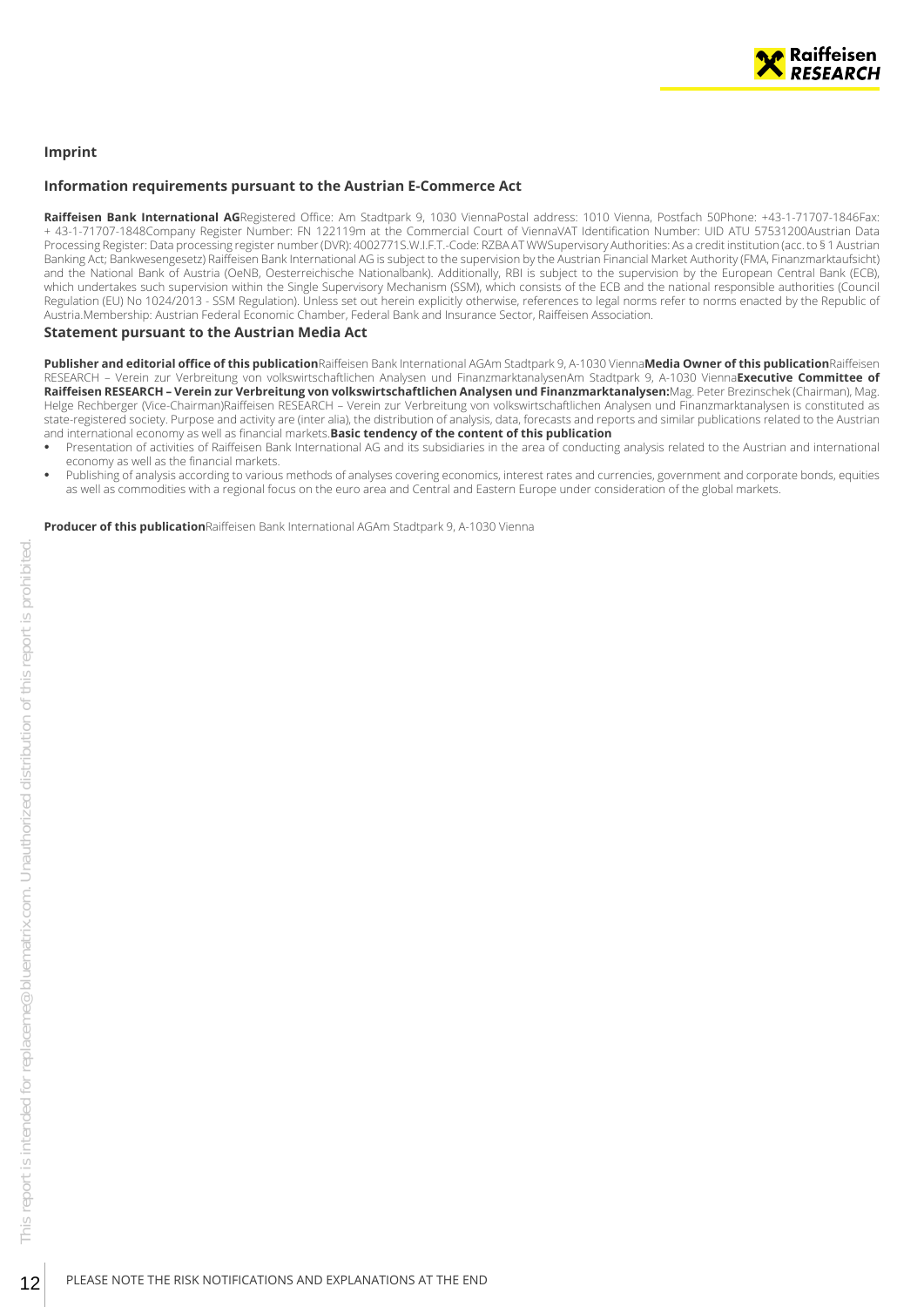## Imprint

### Information requirements pursuant to the Austrian E-Commerce Act

**Raiffeisen Bank International AG**Registered Office: Am Stadtpark 9, 1030 ViennaPostal address: 1010 Vienna, Postfach 50Phone: +43-1-71707-1846Fax: + 43-1-71707-1848Company Register Number: FN 122119m at the Commercial Court of ViennaVAT Identification Number: UID ATU 57531200Austrian Data Processing Register: Data processing register number (DVR): 4002771S.W.I.F.T.-Code: RZBA AT WWSupervisory Authorities: As a credit institution (acc. to § 1 Austrian Banking Act; Bankwesengesetz) Raiffeisen Bank International AG is subject to the supervision by the Austrian Financial Market Authority (FMA, Finanzmarktaufsicht) and the National Bank of Austria (OeNB, Oesterreichische Nationalbank). Additionally, RBI is subject to the supervision by the European Central Bank (ECB), which undertakes such supervision within the Single Supervisory Mechanism (SSM), which consists of the ECB and the national responsible authorities (Council Regulation (EU) No 1024/2013 - SSM Regulation). Unless set out herein explicitly otherwise, references to legal norms refer to norms enacted by the Republic of Austria.Membership: Austrian Federal Economic Chamber, Federal Bank and Insurance Sector, Raiffeisen Association.

### Statement pursuant to the Austrian Media Act

**Publisher and editorial office of this publication**Raiffeisen Bank International AGAm Stadtpark 9, A-1030 Vienna**Media Owner of this publication**Raiffeisen RESEARCH – Verein zur Verbreitung von volkswirtschaftlichen Analysen und FinanzmarktanalysenAm Stadtpark 9, A-1030 Vienna**Executive Committee of Raiffeisen RESEARCH – Verein zur Verbreitung von volkswirtschaftlichen Analysen und Finanzmarktanalysen:**Mag. Peter Brezinschek (Chairman), Mag. Helge Rechberger (Vice-Chairman)Raiffeisen RESEARCH – Verein zur Verbreitung von volkswirtschaftlichen Analysen und Finanzmarktanalysen is constituted as state-registered society. Purpose and activity are (inter alia), the distribution of analysis, data, forecasts and reports and similar publications related to the Austrian and international economy as well as financial markets.**Basic tendency of the content of this publication**

- Presentation of activities of Raiffeisen Bank International AG and its subsidiaries in the area of conducting analysis related to the Austrian and international economy as well as the financial markets.
- Publishing of analysis according to various methods of analyses covering economics, interest rates and currencies, government and corporate bonds, equities as well as commodities with a regional focus on the euro area and Central and Eastern Europe under consideration of the global markets.

**Producer of this publication**Raiffeisen Bank International AGAm Stadtpark 9, A-1030 Vienna